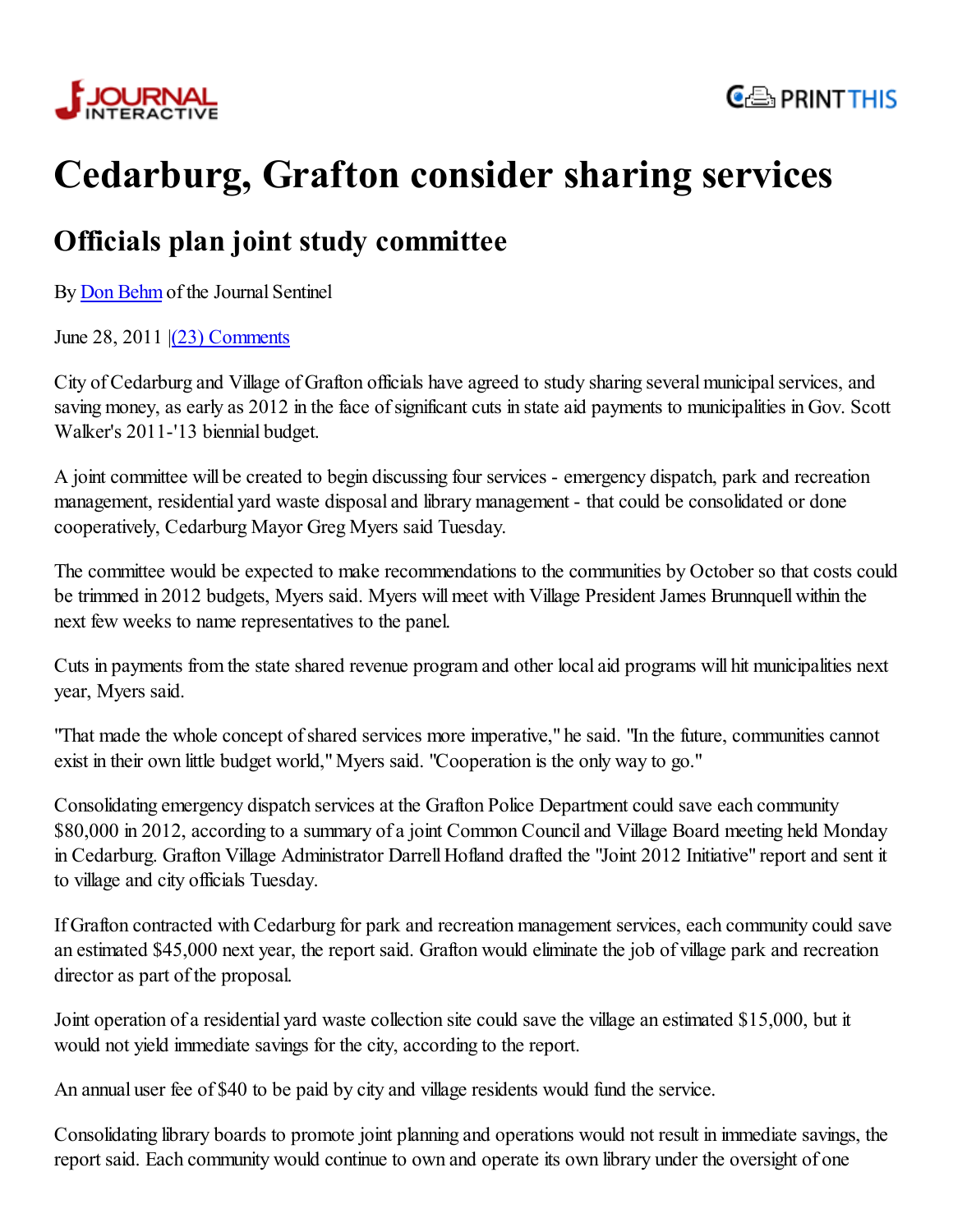# Cedarburg, Grafton consider sharing services

## Officials plan joint study committee

By Don Behm of the Journal Sentinel

June 28, 2011 |(23) Comments

City of Cedarburg and Village of Grafton officials have agreed to study sharing several municipal services, and saving money, as early as 2012 in the face of significant cuts in state aid payments to municipalities in Gov. Scott Walker's 2011-'13 biennial budget.

A joint committee will be created to begin discussing four services - emergency dispatch, park and recreation management, residential yard waste disposal and library management - that could be consolidated or done cooperatively, Cedarburg Mayor Greg Myers said Tuesday.

The committee would be expected to make recommendations to the communities by October so that costs could be trimmed in 2012 budgets, Myers said. Myers will meet with Village President James Brunnquell within the next few weeks to name representatives to the panel.

Cuts in payments from the state shared revenue program and other local aid programs will hit municipalities next year, Myers said.

"That made the whole concept of shared services more imperative," he said. "In the future, communities cannot exist in their own little budget world," Myers said. "Cooperation is the only way to go."

Consolidating emergency dispatch services at the Grafton Police Department could save each community $80,000 in 2012, according to a summary of a joint Common Council and Village Board meeting held Monday in Cedarburg. Grafton Village Administrator Darrell Hofland drafted the "Joint 2012 Initiative" report and sent it to village and city officials Tuesday.

If Grafton contracted with Cedarburg for park and recreation management services, each community could save an estimated $45,000 next year, the report said. Grafton would eliminate the job of village park and recreation director as part of the proposal.

Joint operation of a residential yard waste collection site could save the village an estimated $15,000, but it would not yield immediate savings for the city, according to the report.

An annual user fee of $40 to be paid by city and village residents would fund the service.

Consolidating library boards to promote joint planning and operations would not result in immediate savings, the report said. Each community would continue to own and operate its own library under the oversight of one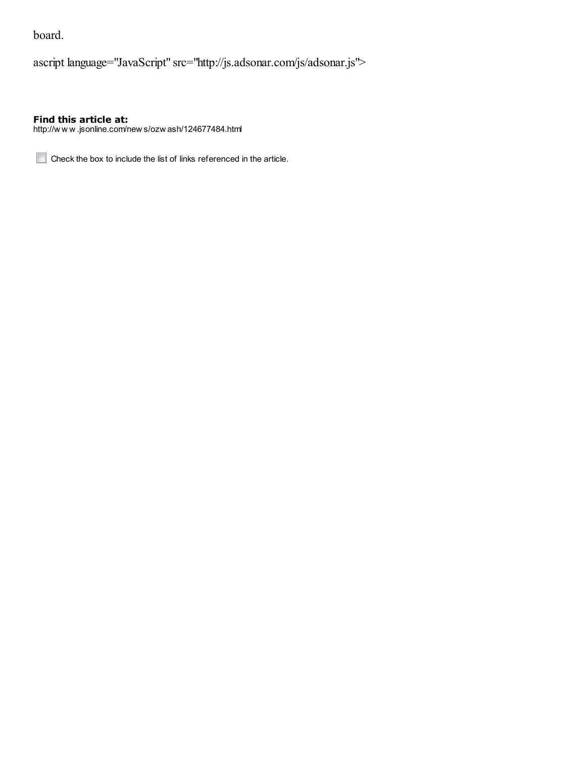board.

ascript language="JavaScript" src="http://js.adsonar.com/js/adsonar.js">

**Find this article at:**
http://w w w .jsonline.com/new s/ozw ash/124677484.html

Check the box to include the list of links referenced in the article.